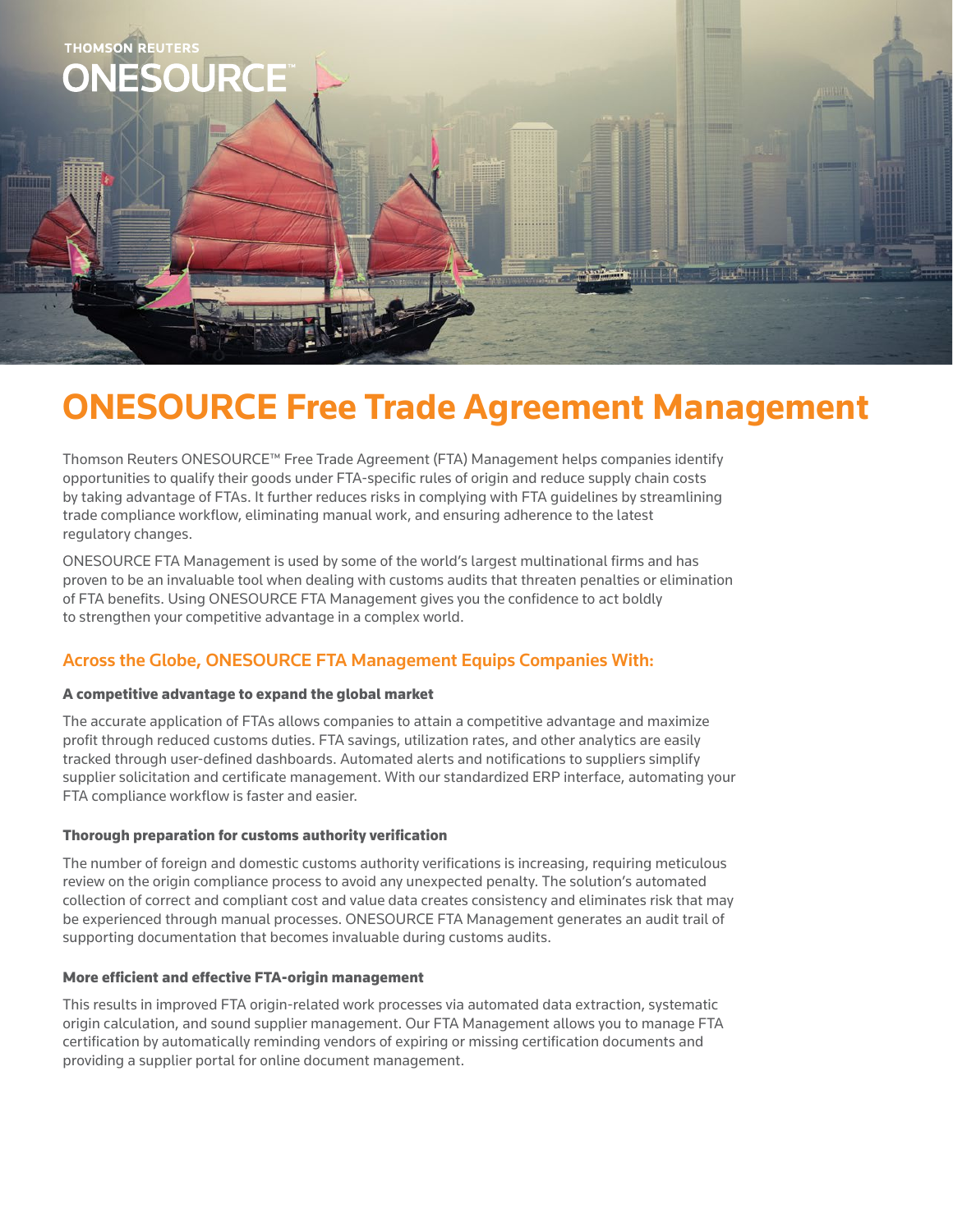THOMSON REUTERS

ONESOURCE™

# ONESOURCE Free Trade Agreement Management

Thomson Reuters ONESOURCE™ Free Trade Agreement (FTA) Management helps companies identify opportunities to qualify their goods under FTA-specific rules of origin and reduce supply chain costs by taking advantage of FTAs. It further reduces risks in complying with FTA guidelines by streamlining trade compliance workflow, eliminating manual work, and ensuring adherence to the latest regulatory changes.

ONESOURCE FTA Management is used by some of the world's largest multinational firms and has proven to be an invaluable tool when dealing with customs audits that threaten penalties or elimination of FTA benefits. Using ONESOURCE FTA Management gives you the confidence to act boldly to strengthen your competitive advantage in a complex world.

## Across the Globe, ONESOURCE FTA Management Equips Companies With:

### A competitive advantage to expand the global market

The accurate application of FTAs allows companies to attain a competitive advantage and maximize profit through reduced customs duties. FTA savings, utilization rates, and other analytics are easily tracked through user-defined dashboards. Automated alerts and notifications to suppliers simplify supplier solicitation and certificate management. With our standardized ERP interface, automating your FTA compliance workflow is faster and easier.

### Thorough preparation for customs authority verification

The number of foreign and domestic customs authority verifications is increasing, requiring meticulous review on the origin compliance process to avoid any unexpected penalty. The solution's automated collection of correct and compliant cost and value data creates consistency and eliminates risk that may be experienced through manual processes. ONESOURCE FTA Management generates an audit trail of supporting documentation that becomes invaluable during customs audits.

### More efficient and effective FTA-origin management

This results in improved FTA origin-related work processes via automated data extraction, systematic origin calculation, and sound supplier management. Our FTA Management allows you to manage FTA certification by automatically reminding vendors of expiring or missing certification documents and providing a supplier portal for online document management.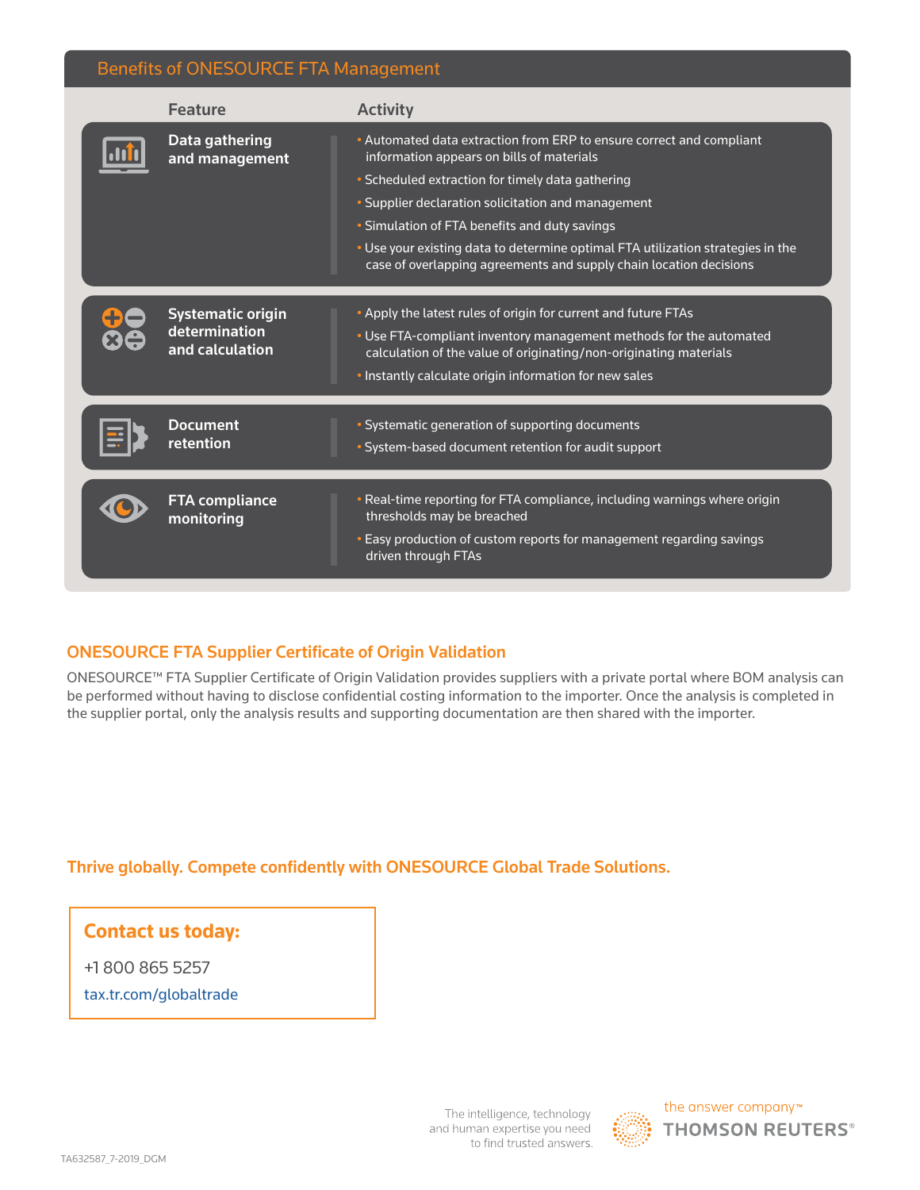## Benefits of ONESOURCE FTA Management

| Feature | Activity |
| --- | --- |
| **Data gathering and management** | • Automated data extraction from ERP to ensure correct and compliant information appears on bills of materials<br>• Scheduled extraction for timely data gathering<br>• Supplier declaration solicitation and management<br>• Simulation of FTA benefits and duty savings<br>• Use your existing data to determine optimal FTA utilization strategies in the case of overlapping agreements and supply chain location decisions |
| **Systematic origin determination and calculation** | • Apply the latest rules of origin for current and future FTAs<br>• Use FTA-compliant inventory management methods for the automated calculation of the value of originating/non-originating materials<br>• Instantly calculate origin information for new sales |
| **Document retention** | • Systematic generation of supporting documents<br>• System-based document retention for audit support |
| **FTA compliance monitoring** | • Real-time reporting for FTA compliance, including warnings where origin thresholds may be breached<br>• Easy production of custom reports for management regarding savings driven through FTAs |

## ONESOURCE FTA Supplier Certificate of Origin Validation

ONESOURCE™ FTA Supplier Certificate of Origin Validation provides suppliers with a private portal where BOM analysis can be performed without having to disclose confidential costing information to the importer. Once the analysis is completed in the supplier portal, only the analysis results and supporting documentation are then shared with the importer.

**Thrive globally. Compete confidently with ONESOURCE Global Trade Solutions.**

**Contact us today:**

+1 800 865 5257

tax.tr.com/globaltrade

The intelligence, technology and human expertise you need to find trusted answers.

the answer company™
THOMSON REUTERS®

TA632587_7-2019_DGM